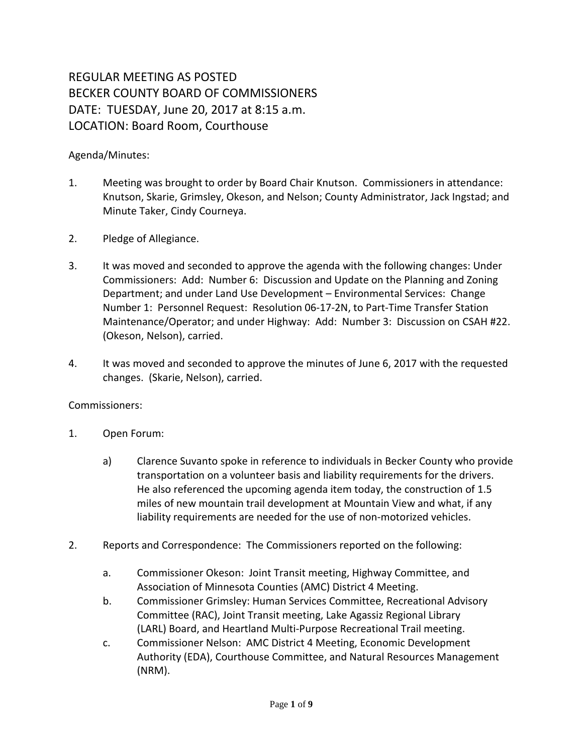REGULAR MEETING AS POSTED
BECKER COUNTY BOARD OF COMMISSIONERS
DATE: TUESDAY, June 20, 2017 at 8:15 a.m.
LOCATION: Board Room, Courthouse

Agenda/Minutes:

1. Meeting was brought to order by Board Chair Knutson. Commissioners in attendance: Knutson, Skarie, Grimsley, Okeson, and Nelson; County Administrator, Jack Ingstad; and Minute Taker, Cindy Courneya.

2. Pledge of Allegiance.

3. It was moved and seconded to approve the agenda with the following changes: Under Commissioners: Add: Number 6: Discussion and Update on the Planning and Zoning Department; and under Land Use Development – Environmental Services: Change Number 1: Personnel Request: Resolution 06-17-2N, to Part-Time Transfer Station Maintenance/Operator; and under Highway: Add: Number 3: Discussion on CSAH #22. (Okeson, Nelson), carried.

4. It was moved and seconded to approve the minutes of June 6, 2017 with the requested changes. (Skarie, Nelson), carried.

Commissioners:

1. Open Forum:

   a) Clarence Suvanto spoke in reference to individuals in Becker County who provide transportation on a volunteer basis and liability requirements for the drivers. He also referenced the upcoming agenda item today, the construction of 1.5 miles of new mountain trail development at Mountain View and what, if any liability requirements are needed for the use of non-motorized vehicles.

2. Reports and Correspondence: The Commissioners reported on the following:

   a. Commissioner Okeson: Joint Transit meeting, Highway Committee, and Association of Minnesota Counties (AMC) District 4 Meeting.
   b. Commissioner Grimsley: Human Services Committee, Recreational Advisory Committee (RAC), Joint Transit meeting, Lake Agassiz Regional Library (LARL) Board, and Heartland Multi-Purpose Recreational Trail meeting.
   c. Commissioner Nelson: AMC District 4 Meeting, Economic Development Authority (EDA), Courthouse Committee, and Natural Resources Management (NRM).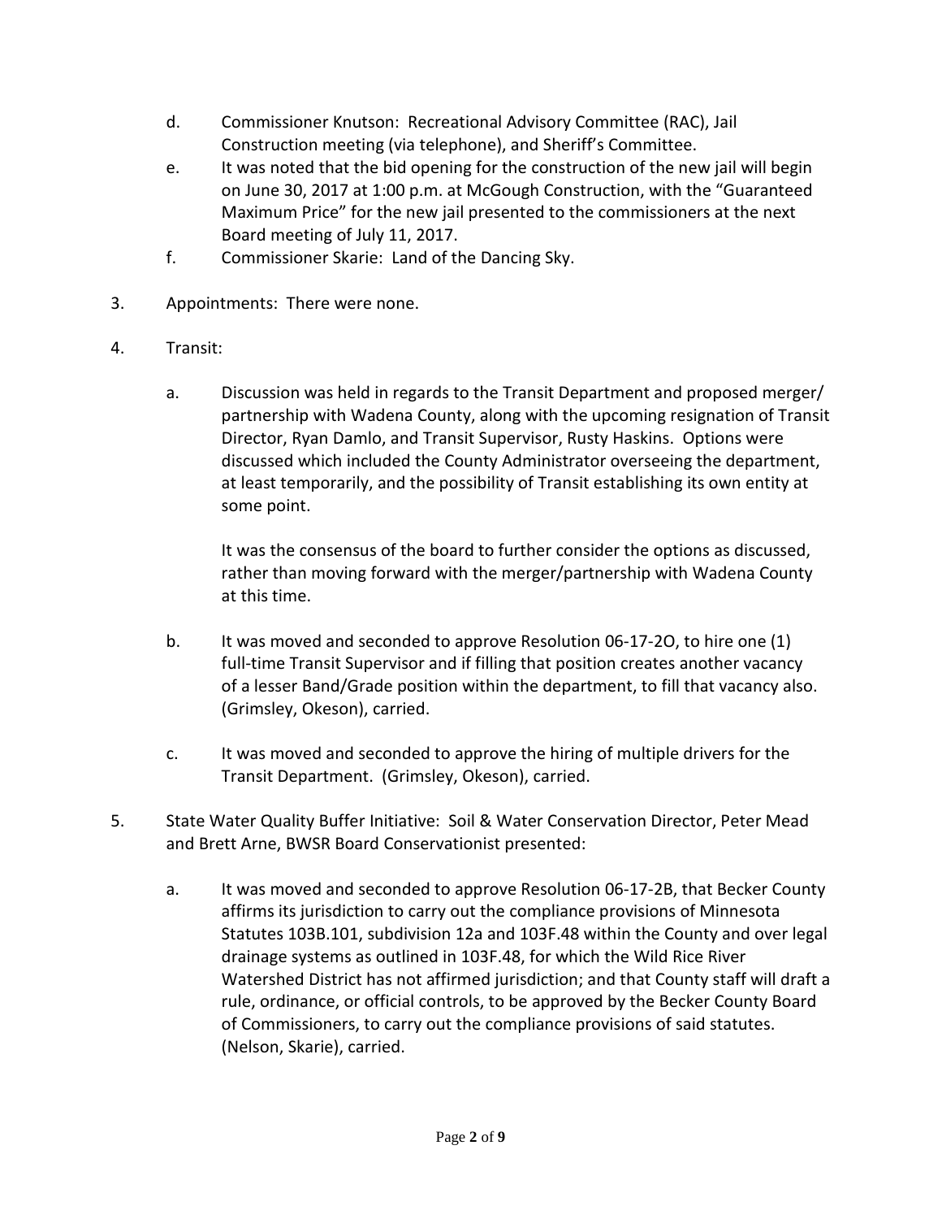d. Commissioner Knutson: Recreational Advisory Committee (RAC), Jail Construction meeting (via telephone), and Sheriff's Committee.

e. It was noted that the bid opening for the construction of the new jail will begin on June 30, 2017 at 1:00 p.m. at McGough Construction, with the "Guaranteed Maximum Price" for the new jail presented to the commissioners at the next Board meeting of July 11, 2017.

f. Commissioner Skarie: Land of the Dancing Sky.

3. Appointments: There were none.

4. Transit:

   a. Discussion was held in regards to the Transit Department and proposed merger/ partnership with Wadena County, along with the upcoming resignation of Transit Director, Ryan Damlo, and Transit Supervisor, Rusty Haskins. Options were discussed which included the County Administrator overseeing the department, at least temporarily, and the possibility of Transit establishing its own entity at some point.

      It was the consensus of the board to further consider the options as discussed, rather than moving forward with the merger/partnership with Wadena County at this time.

   b. It was moved and seconded to approve Resolution 06-17-2O, to hire one (1) full-time Transit Supervisor and if filling that position creates another vacancy of a lesser Band/Grade position within the department, to fill that vacancy also. (Grimsley, Okeson), carried.

   c. It was moved and seconded to approve the hiring of multiple drivers for the Transit Department. (Grimsley, Okeson), carried.

5. State Water Quality Buffer Initiative: Soil & Water Conservation Director, Peter Mead and Brett Arne, BWSR Board Conservationist presented:

   a. It was moved and seconded to approve Resolution 06-17-2B, that Becker County affirms its jurisdiction to carry out the compliance provisions of Minnesota Statutes 103B.101, subdivision 12a and 103F.48 within the County and over legal drainage systems as outlined in 103F.48, for which the Wild Rice River Watershed District has not affirmed jurisdiction; and that County staff will draft a rule, ordinance, or official controls, to be approved by the Becker County Board of Commissioners, to carry out the compliance provisions of said statutes. (Nelson, Skarie), carried.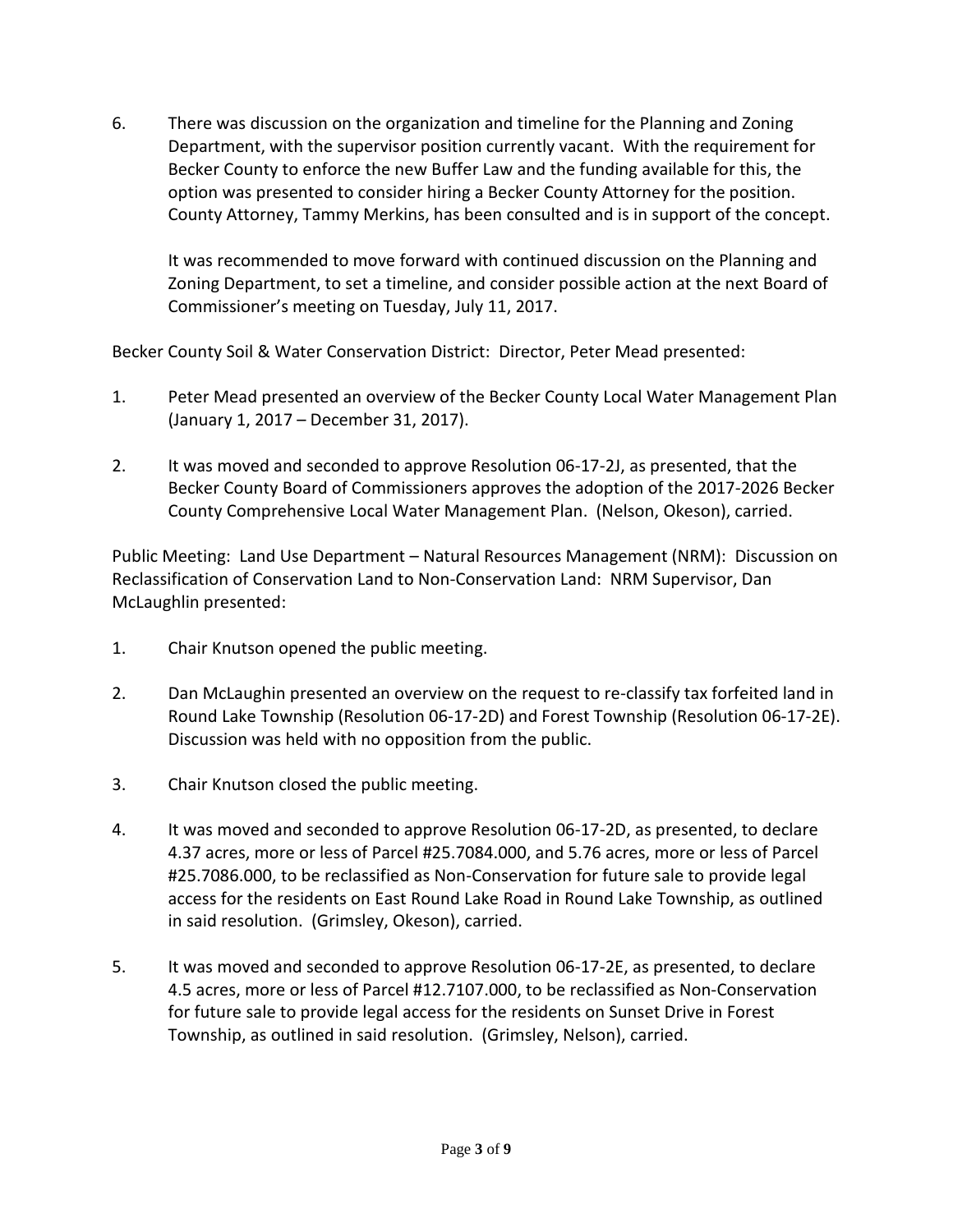6. There was discussion on the organization and timeline for the Planning and Zoning Department, with the supervisor position currently vacant. With the requirement for Becker County to enforce the new Buffer Law and the funding available for this, the option was presented to consider hiring a Becker County Attorney for the position. County Attorney, Tammy Merkins, has been consulted and is in support of the concept.

   It was recommended to move forward with continued discussion on the Planning and Zoning Department, to set a timeline, and consider possible action at the next Board of Commissioner's meeting on Tuesday, July 11, 2017.

Becker County Soil & Water Conservation District: Director, Peter Mead presented:

1. Peter Mead presented an overview of the Becker County Local Water Management Plan (January 1, 2017 – December 31, 2017).

2. It was moved and seconded to approve Resolution 06-17-2J, as presented, that the Becker County Board of Commissioners approves the adoption of the 2017-2026 Becker County Comprehensive Local Water Management Plan. (Nelson, Okeson), carried.

Public Meeting: Land Use Department – Natural Resources Management (NRM): Discussion on Reclassification of Conservation Land to Non-Conservation Land: NRM Supervisor, Dan McLaughlin presented:

1. Chair Knutson opened the public meeting.

2. Dan McLaughin presented an overview on the request to re-classify tax forfeited land in Round Lake Township (Resolution 06-17-2D) and Forest Township (Resolution 06-17-2E). Discussion was held with no opposition from the public.

3. Chair Knutson closed the public meeting.

4. It was moved and seconded to approve Resolution 06-17-2D, as presented, to declare 4.37 acres, more or less of Parcel #25.7084.000, and 5.76 acres, more or less of Parcel #25.7086.000, to be reclassified as Non-Conservation for future sale to provide legal access for the residents on East Round Lake Road in Round Lake Township, as outlined in said resolution. (Grimsley, Okeson), carried.

5. It was moved and seconded to approve Resolution 06-17-2E, as presented, to declare 4.5 acres, more or less of Parcel #12.7107.000, to be reclassified as Non-Conservation for future sale to provide legal access for the residents on Sunset Drive in Forest Township, as outlined in said resolution. (Grimsley, Nelson), carried.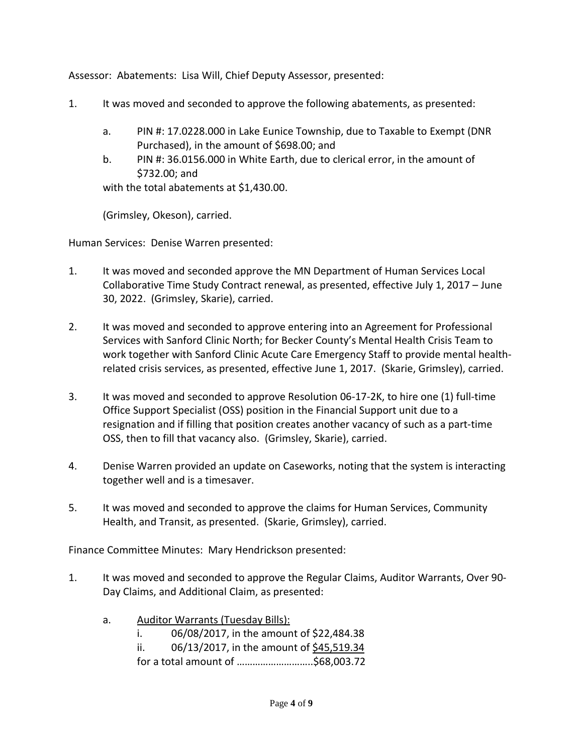Assessor: Abatements: Lisa Will, Chief Deputy Assessor, presented:

1. It was moved and seconded to approve the following abatements, as presented:

   a. PIN #: 17.0228.000 in Lake Eunice Township, due to Taxable to Exempt (DNR Purchased), in the amount of $698.00; and

   b. PIN #: 36.0156.000 in White Earth, due to clerical error, in the amount of $732.00; and

   with the total abatements at $1,430.00.

   (Grimsley, Okeson), carried.

Human Services: Denise Warren presented:

1. It was moved and seconded approve the MN Department of Human Services Local Collaborative Time Study Contract renewal, as presented, effective July 1, 2017 – June 30, 2022. (Grimsley, Skarie), carried.

2. It was moved and seconded to approve entering into an Agreement for Professional Services with Sanford Clinic North; for Becker County's Mental Health Crisis Team to work together with Sanford Clinic Acute Care Emergency Staff to provide mental health-related crisis services, as presented, effective June 1, 2017. (Skarie, Grimsley), carried.

3. It was moved and seconded to approve Resolution 06-17-2K, to hire one (1) full-time Office Support Specialist (OSS) position in the Financial Support unit due to a resignation and if filling that position creates another vacancy of such as a part-time OSS, then to fill that vacancy also. (Grimsley, Skarie), carried.

4. Denise Warren provided an update on Caseworks, noting that the system is interacting together well and is a timesaver.

5. It was moved and seconded to approve the claims for Human Services, Community Health, and Transit, as presented. (Skarie, Grimsley), carried.

Finance Committee Minutes: Mary Hendrickson presented:

1. It was moved and seconded to approve the Regular Claims, Auditor Warrants, Over 90-Day Claims, and Additional Claim, as presented:

   a. <u>Auditor Warrants (Tuesday Bills):</u>

      i. 06/08/2017, in the amount of $22,484.38

      ii. 06/13/2017, in the amount of <u>$45,519.34</u>

      for a total amount of ……………………….$68,003.72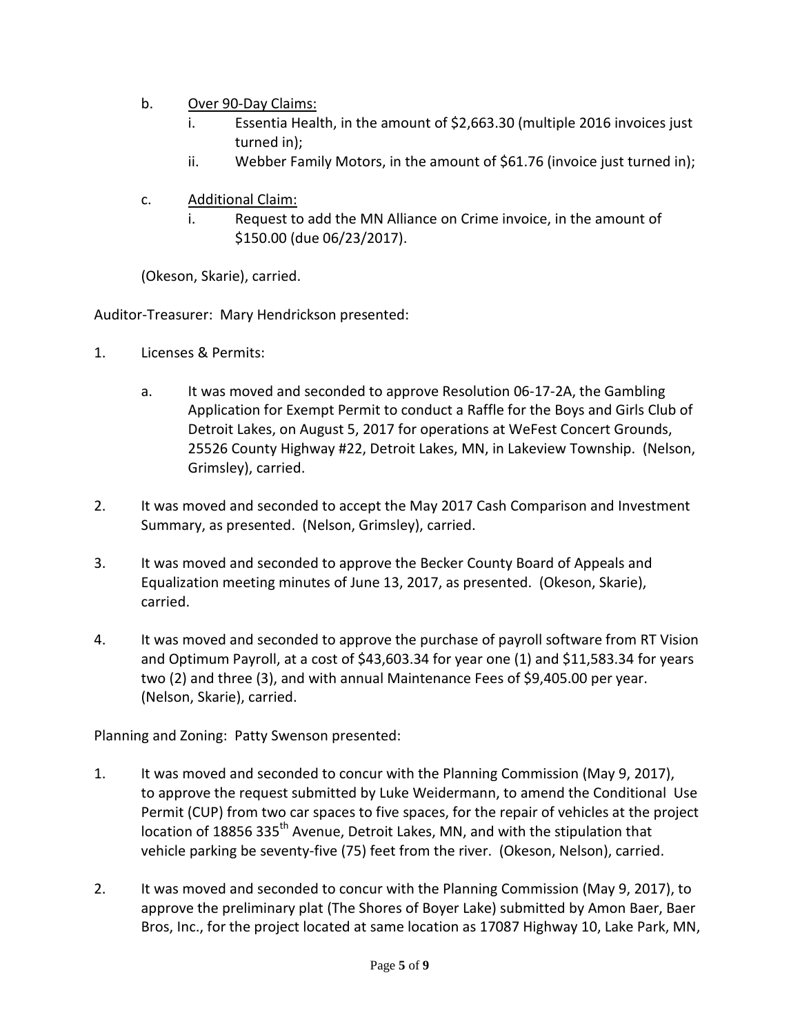b. Over 90-Day Claims:
   i. Essentia Health, in the amount of $2,663.30 (multiple 2016 invoices just turned in);
   ii. Webber Family Motors, in the amount of $61.76 (invoice just turned in);

c. Additional Claim:
   i. Request to add the MN Alliance on Crime invoice, in the amount of $150.00 (due 06/23/2017).

(Okeson, Skarie), carried.

Auditor-Treasurer: Mary Hendrickson presented:

1. Licenses & Permits:

   a. It was moved and seconded to approve Resolution 06-17-2A, the Gambling Application for Exempt Permit to conduct a Raffle for the Boys and Girls Club of Detroit Lakes, on August 5, 2017 for operations at WeFest Concert Grounds, 25526 County Highway #22, Detroit Lakes, MN, in Lakeview Township. (Nelson, Grimsley), carried.

2. It was moved and seconded to accept the May 2017 Cash Comparison and Investment Summary, as presented. (Nelson, Grimsley), carried.

3. It was moved and seconded to approve the Becker County Board of Appeals and Equalization meeting minutes of June 13, 2017, as presented. (Okeson, Skarie), carried.

4. It was moved and seconded to approve the purchase of payroll software from RT Vision and Optimum Payroll, at a cost of $43,603.34 for year one (1) and $11,583.34 for years two (2) and three (3), and with annual Maintenance Fees of $9,405.00 per year. (Nelson, Skarie), carried.

Planning and Zoning: Patty Swenson presented:

1. It was moved and seconded to concur with the Planning Commission (May 9, 2017), to approve the request submitted by Luke Weidermann, to amend the Conditional Use Permit (CUP) from two car spaces to five spaces, for the repair of vehicles at the project location of 18856 335th Avenue, Detroit Lakes, MN, and with the stipulation that vehicle parking be seventy-five (75) feet from the river. (Okeson, Nelson), carried.

2. It was moved and seconded to concur with the Planning Commission (May 9, 2017), to approve the preliminary plat (The Shores of Boyer Lake) submitted by Amon Baer, Baer Bros, Inc., for the project located at same location as 17087 Highway 10, Lake Park, MN,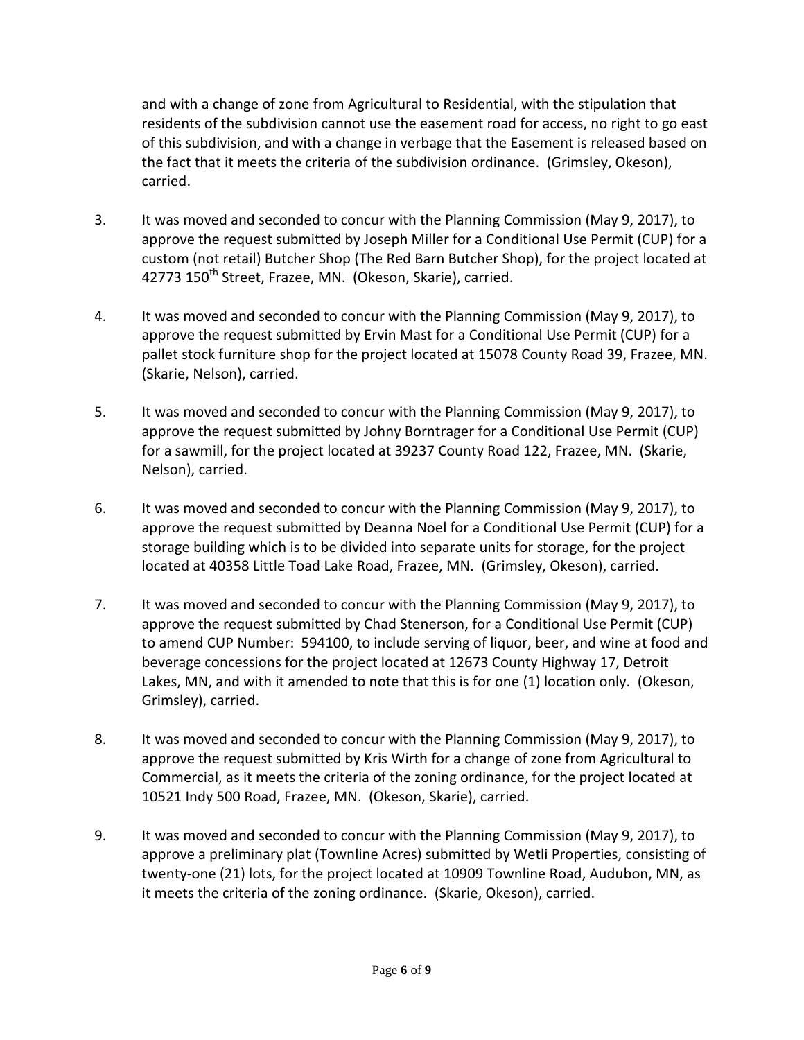and with a change of zone from Agricultural to Residential, with the stipulation that residents of the subdivision cannot use the easement road for access, no right to go east of this subdivision, and with a change in verbage that the Easement is released based on the fact that it meets the criteria of the subdivision ordinance. (Grimsley, Okeson), carried.

3. It was moved and seconded to concur with the Planning Commission (May 9, 2017), to approve the request submitted by Joseph Miller for a Conditional Use Permit (CUP) for a custom (not retail) Butcher Shop (The Red Barn Butcher Shop), for the project located at 42773 150th Street, Frazee, MN. (Okeson, Skarie), carried.

4. It was moved and seconded to concur with the Planning Commission (May 9, 2017), to approve the request submitted by Ervin Mast for a Conditional Use Permit (CUP) for a pallet stock furniture shop for the project located at 15078 County Road 39, Frazee, MN. (Skarie, Nelson), carried.

5. It was moved and seconded to concur with the Planning Commission (May 9, 2017), to approve the request submitted by Johny Borntrager for a Conditional Use Permit (CUP) for a sawmill, for the project located at 39237 County Road 122, Frazee, MN. (Skarie, Nelson), carried.

6. It was moved and seconded to concur with the Planning Commission (May 9, 2017), to approve the request submitted by Deanna Noel for a Conditional Use Permit (CUP) for a storage building which is to be divided into separate units for storage, for the project located at 40358 Little Toad Lake Road, Frazee, MN. (Grimsley, Okeson), carried.

7. It was moved and seconded to concur with the Planning Commission (May 9, 2017), to approve the request submitted by Chad Stenerson, for a Conditional Use Permit (CUP) to amend CUP Number: 594100, to include serving of liquor, beer, and wine at food and beverage concessions for the project located at 12673 County Highway 17, Detroit Lakes, MN, and with it amended to note that this is for one (1) location only. (Okeson, Grimsley), carried.

8. It was moved and seconded to concur with the Planning Commission (May 9, 2017), to approve the request submitted by Kris Wirth for a change of zone from Agricultural to Commercial, as it meets the criteria of the zoning ordinance, for the project located at 10521 Indy 500 Road, Frazee, MN. (Okeson, Skarie), carried.

9. It was moved and seconded to concur with the Planning Commission (May 9, 2017), to approve a preliminary plat (Townline Acres) submitted by Wetli Properties, consisting of twenty-one (21) lots, for the project located at 10909 Townline Road, Audubon, MN, as it meets the criteria of the zoning ordinance. (Skarie, Okeson), carried.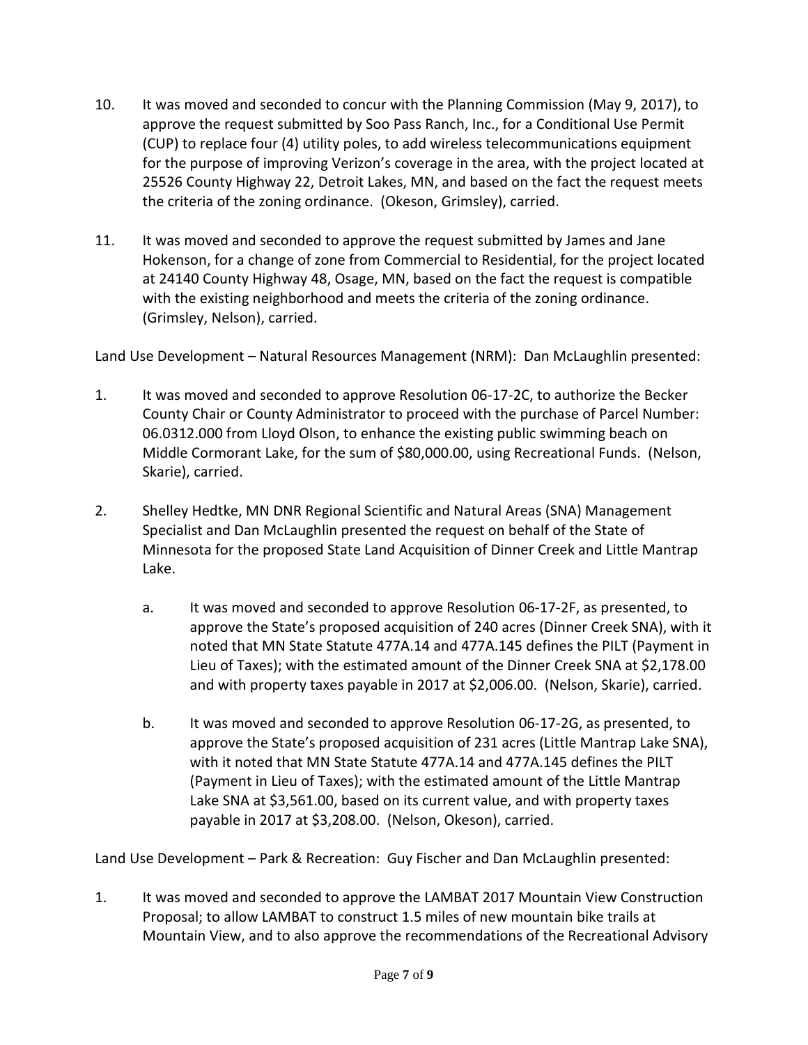10. It was moved and seconded to concur with the Planning Commission (May 9, 2017), to approve the request submitted by Soo Pass Ranch, Inc., for a Conditional Use Permit (CUP) to replace four (4) utility poles, to add wireless telecommunications equipment for the purpose of improving Verizon's coverage in the area, with the project located at 25526 County Highway 22, Detroit Lakes, MN, and based on the fact the request meets the criteria of the zoning ordinance. (Okeson, Grimsley), carried.

11. It was moved and seconded to approve the request submitted by James and Jane Hokenson, for a change of zone from Commercial to Residential, for the project located at 24140 County Highway 48, Osage, MN, based on the fact the request is compatible with the existing neighborhood and meets the criteria of the zoning ordinance. (Grimsley, Nelson), carried.

Land Use Development – Natural Resources Management (NRM): Dan McLaughlin presented:

1. It was moved and seconded to approve Resolution 06-17-2C, to authorize the Becker County Chair or County Administrator to proceed with the purchase of Parcel Number: 06.0312.000 from Lloyd Olson, to enhance the existing public swimming beach on Middle Cormorant Lake, for the sum of $80,000.00, using Recreational Funds. (Nelson, Skarie), carried.

2. Shelley Hedtke, MN DNR Regional Scientific and Natural Areas (SNA) Management Specialist and Dan McLaughlin presented the request on behalf of the State of Minnesota for the proposed State Land Acquisition of Dinner Creek and Little Mantrap Lake.

   a. It was moved and seconded to approve Resolution 06-17-2F, as presented, to approve the State's proposed acquisition of 240 acres (Dinner Creek SNA), with it noted that MN State Statute 477A.14 and 477A.145 defines the PILT (Payment in Lieu of Taxes); with the estimated amount of the Dinner Creek SNA at $2,178.00 and with property taxes payable in 2017 at $2,006.00. (Nelson, Skarie), carried.

   b. It was moved and seconded to approve Resolution 06-17-2G, as presented, to approve the State's proposed acquisition of 231 acres (Little Mantrap Lake SNA), with it noted that MN State Statute 477A.14 and 477A.145 defines the PILT (Payment in Lieu of Taxes); with the estimated amount of the Little Mantrap Lake SNA at $3,561.00, based on its current value, and with property taxes payable in 2017 at $3,208.00. (Nelson, Okeson), carried.

Land Use Development – Park & Recreation: Guy Fischer and Dan McLaughlin presented:

1. It was moved and seconded to approve the LAMBAT 2017 Mountain View Construction Proposal; to allow LAMBAT to construct 1.5 miles of new mountain bike trails at Mountain View, and to also approve the recommendations of the Recreational Advisory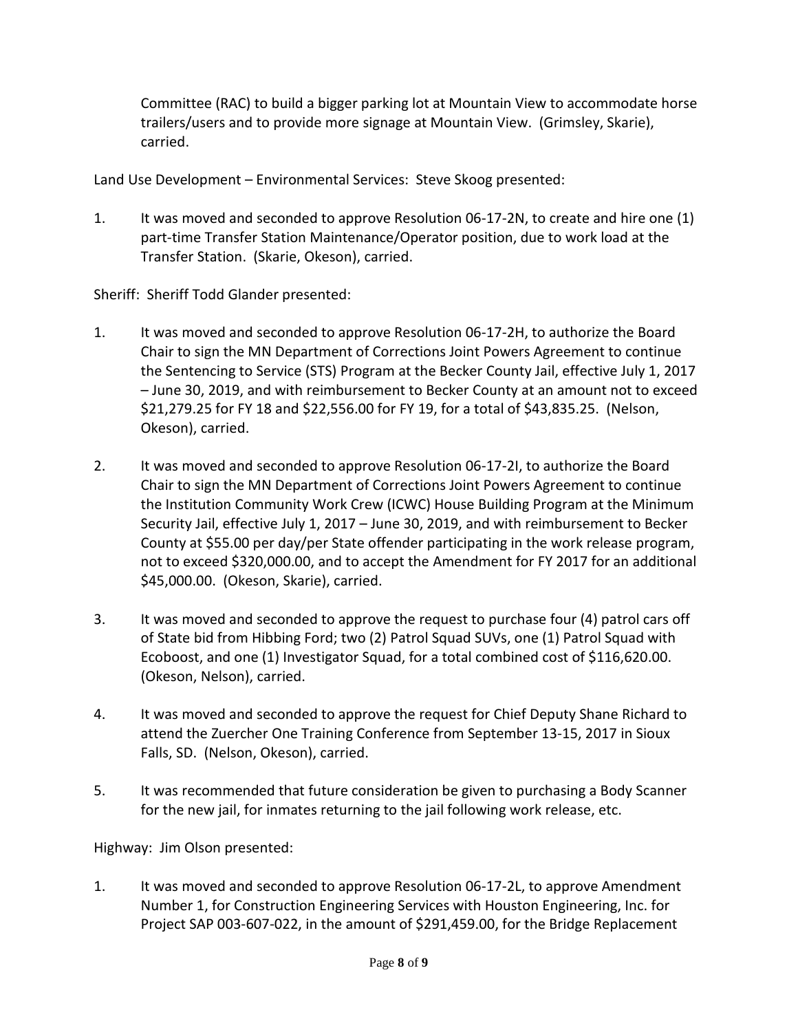Committee (RAC) to build a bigger parking lot at Mountain View to accommodate horse trailers/users and to provide more signage at Mountain View. (Grimsley, Skarie), carried.

Land Use Development – Environmental Services: Steve Skoog presented:

1. It was moved and seconded to approve Resolution 06-17-2N, to create and hire one (1) part-time Transfer Station Maintenance/Operator position, due to work load at the Transfer Station. (Skarie, Okeson), carried.

Sheriff: Sheriff Todd Glander presented:

1. It was moved and seconded to approve Resolution 06-17-2H, to authorize the Board Chair to sign the MN Department of Corrections Joint Powers Agreement to continue the Sentencing to Service (STS) Program at the Becker County Jail, effective July 1, 2017 – June 30, 2019, and with reimbursement to Becker County at an amount not to exceed $21,279.25 for FY 18 and $22,556.00 for FY 19, for a total of $43,835.25. (Nelson, Okeson), carried.

2. It was moved and seconded to approve Resolution 06-17-2I, to authorize the Board Chair to sign the MN Department of Corrections Joint Powers Agreement to continue the Institution Community Work Crew (ICWC) House Building Program at the Minimum Security Jail, effective July 1, 2017 – June 30, 2019, and with reimbursement to Becker County at $55.00 per day/per State offender participating in the work release program, not to exceed $320,000.00, and to accept the Amendment for FY 2017 for an additional $45,000.00. (Okeson, Skarie), carried.

3. It was moved and seconded to approve the request to purchase four (4) patrol cars off of State bid from Hibbing Ford; two (2) Patrol Squad SUVs, one (1) Patrol Squad with Ecoboost, and one (1) Investigator Squad, for a total combined cost of $116,620.00. (Okeson, Nelson), carried.

4. It was moved and seconded to approve the request for Chief Deputy Shane Richard to attend the Zuercher One Training Conference from September 13-15, 2017 in Sioux Falls, SD. (Nelson, Okeson), carried.

5. It was recommended that future consideration be given to purchasing a Body Scanner for the new jail, for inmates returning to the jail following work release, etc.

Highway: Jim Olson presented:

1. It was moved and seconded to approve Resolution 06-17-2L, to approve Amendment Number 1, for Construction Engineering Services with Houston Engineering, Inc. for Project SAP 003-607-022, in the amount of $291,459.00, for the Bridge Replacement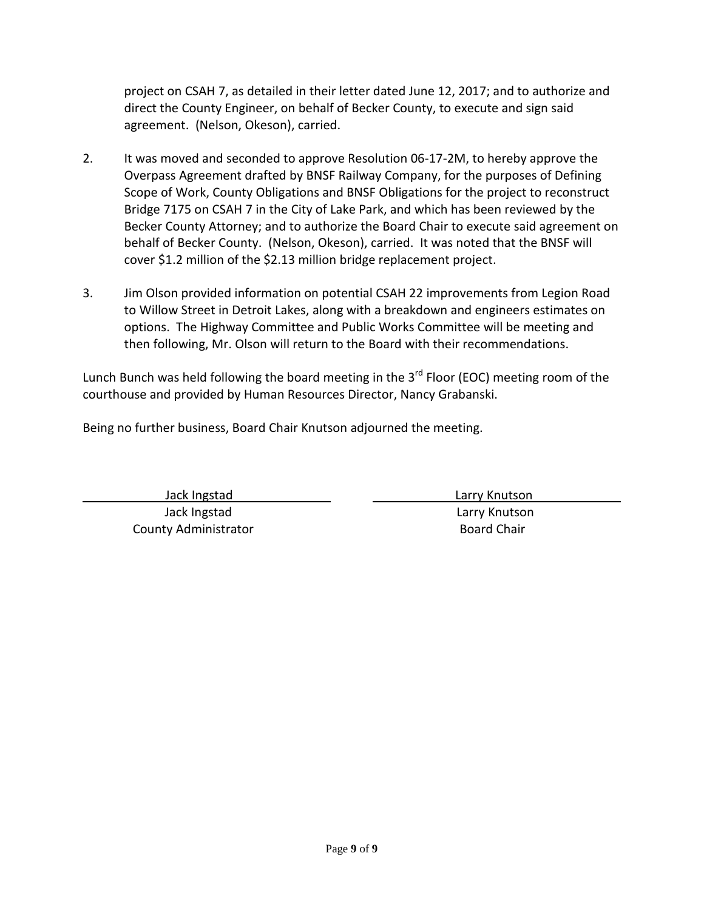project on CSAH 7, as detailed in their letter dated June 12, 2017; and to authorize and direct the County Engineer, on behalf of Becker County, to execute and sign said agreement. (Nelson, Okeson), carried.

2. It was moved and seconded to approve Resolution 06-17-2M, to hereby approve the Overpass Agreement drafted by BNSF Railway Company, for the purposes of Defining Scope of Work, County Obligations and BNSF Obligations for the project to reconstruct Bridge 7175 on CSAH 7 in the City of Lake Park, and which has been reviewed by the Becker County Attorney; and to authorize the Board Chair to execute said agreement on behalf of Becker County. (Nelson, Okeson), carried. It was noted that the BNSF will cover $1.2 million of the $2.13 million bridge replacement project.

3. Jim Olson provided information on potential CSAH 22 improvements from Legion Road to Willow Street in Detroit Lakes, along with a breakdown and engineers estimates on options. The Highway Committee and Public Works Committee will be meeting and then following, Mr. Olson will return to the Board with their recommendations.

Lunch Bunch was held following the board meeting in the 3rd Floor (EOC) meeting room of the courthouse and provided by Human Resources Director, Nancy Grabanski.

Being no further business, Board Chair Knutson adjourned the meeting.

| | |
|---|---|
| Jack Ingstad | Larry Knutson |
| Jack Ingstad | Larry Knutson |
| County Administrator | Board Chair |